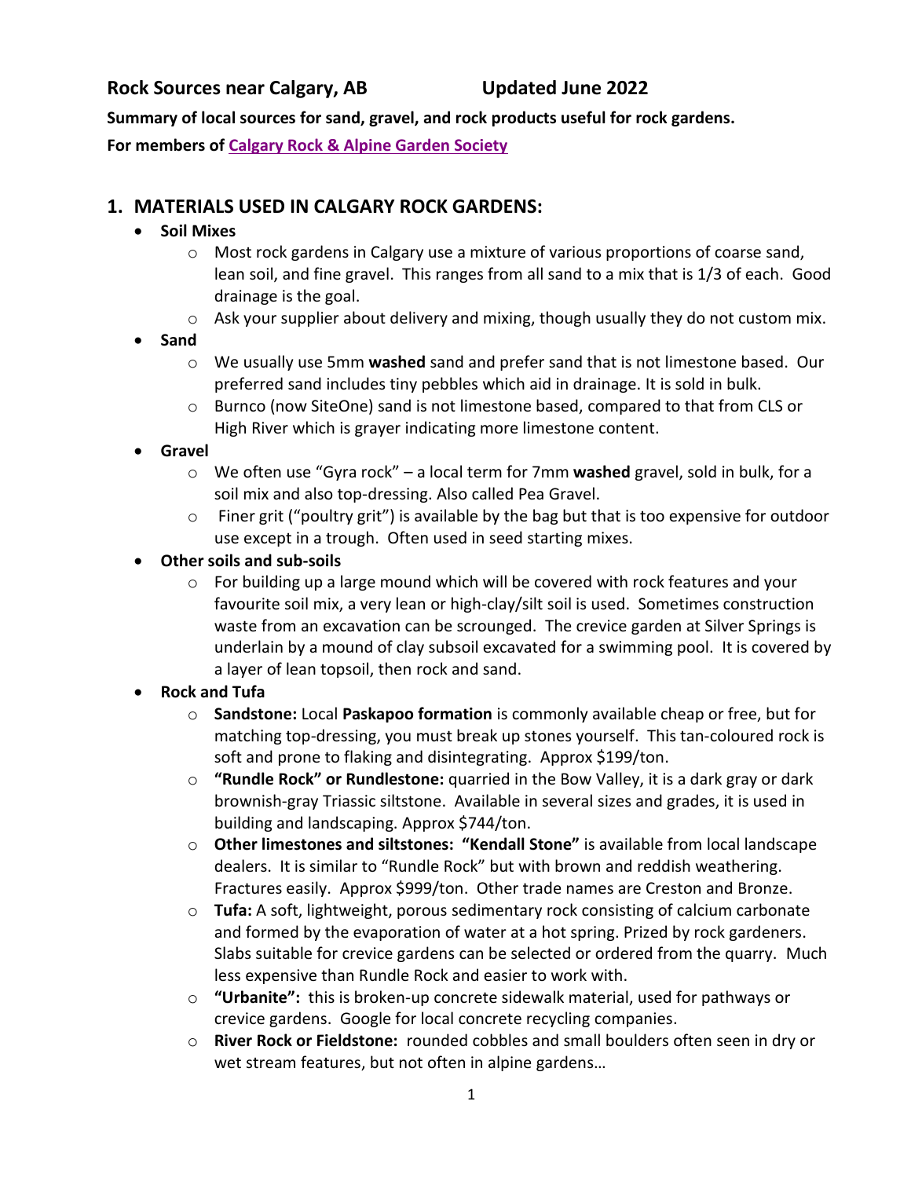# Rock Sources near Calgary, AB Updated June 2022

**Summary of local sources for sand, gravel, and rock products useful for rock gardens.**

**For members of Calgary Rock & Alpine Garden Society**

## 1. MATERIALS USED IN CALGARY ROCK GARDENS:

- **Soil Mixes**
  - Most rock gardens in Calgary use a mixture of various proportions of coarse sand, lean soil, and fine gravel. This ranges from all sand to a mix that is 1/3 of each. Good drainage is the goal.
  - Ask your supplier about delivery and mixing, though usually they do not custom mix.
- **Sand**
  - We usually use 5mm **washed** sand and prefer sand that is not limestone based. Our preferred sand includes tiny pebbles which aid in drainage. It is sold in bulk.
  - Burnco (now SiteOne) sand is not limestone based, compared to that from CLS or High River which is grayer indicating more limestone content.
- **Gravel**
  - We often use "Gyra rock" – a local term for 7mm **washed** gravel, sold in bulk, for a soil mix and also top-dressing. Also called Pea Gravel.
  - Finer grit ("poultry grit") is available by the bag but that is too expensive for outdoor use except in a trough. Often used in seed starting mixes.
- **Other soils and sub-soils**
  - For building up a large mound which will be covered with rock features and your favourite soil mix, a very lean or high-clay/silt soil is used. Sometimes construction waste from an excavation can be scrounged. The crevice garden at Silver Springs is underlain by a mound of clay subsoil excavated for a swimming pool. It is covered by a layer of lean topsoil, then rock and sand.
- **Rock and Tufa**
  - **Sandstone:** Local **Paskapoo formation** is commonly available cheap or free, but for matching top-dressing, you must break up stones yourself. This tan-coloured rock is soft and prone to flaking and disintegrating. Approx $199/ton.
  - **"Rundle Rock" or Rundlestone:** quarried in the Bow Valley, it is a dark gray or dark brownish-gray Triassic siltstone. Available in several sizes and grades, it is used in building and landscaping. Approx $744/ton.
  - **Other limestones and siltstones: "Kendall Stone"** is available from local landscape dealers. It is similar to "Rundle Rock" but with brown and reddish weathering. Fractures easily. Approx $999/ton. Other trade names are Creston and Bronze.
  - **Tufa:** A soft, lightweight, porous sedimentary rock consisting of calcium carbonate and formed by the evaporation of water at a hot spring. Prized by rock gardeners. Slabs suitable for crevice gardens can be selected or ordered from the quarry. Much less expensive than Rundle Rock and easier to work with.
  - **"Urbanite":** this is broken-up concrete sidewalk material, used for pathways or crevice gardens. Google for local concrete recycling companies.
  - **River Rock or Fieldstone:** rounded cobbles and small boulders often seen in dry or wet stream features, but not often in alpine gardens…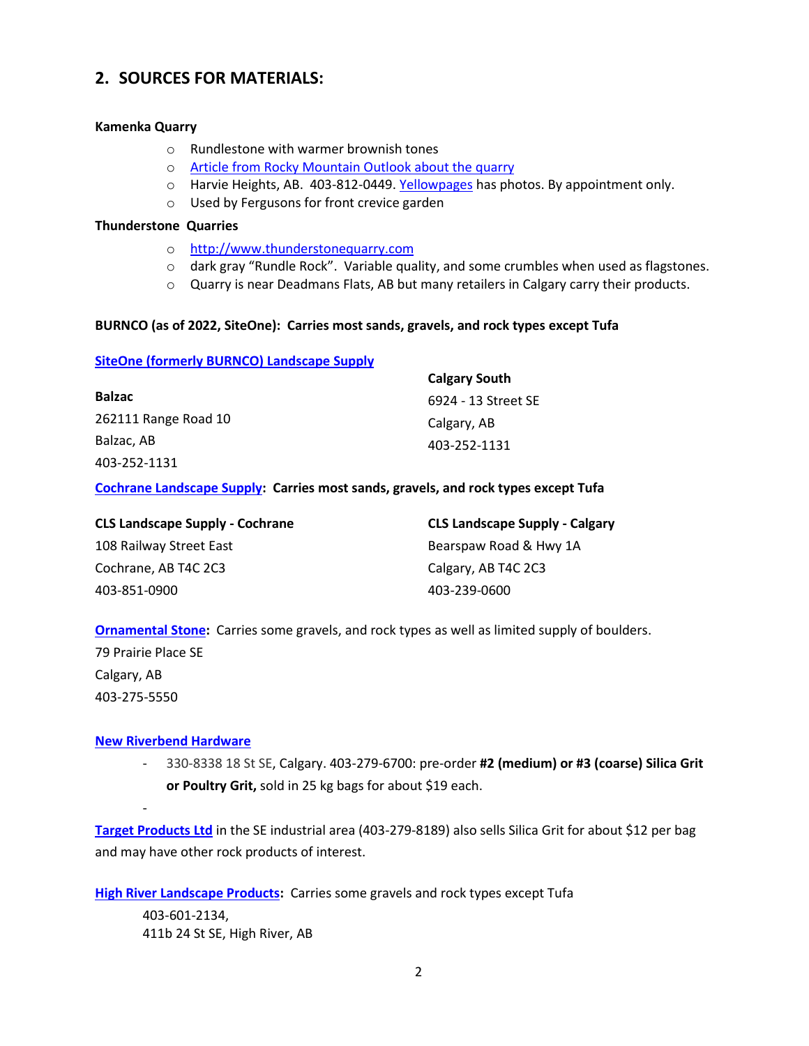## 2. SOURCES FOR MATERIALS:

**Kamenka Quarry**

- Rundlestone with warmer brownish tones
- Article from Rocky Mountain Outlook about the quarry
- Harvie Heights, AB. 403-812-0449. Yellowpages has photos. By appointment only.
- Used by Fergusons for front crevice garden

**Thunderstone Quarries**

- http://www.thunderstonequarry.com
- dark gray "Rundle Rock". Variable quality, and some crumbles when used as flagstones.
- Quarry is near Deadmans Flats, AB but many retailers in Calgary carry their products.

**BURNCO (as of 2022, SiteOne): Carries most sands, gravels, and rock types except Tufa**

**SiteOne (formerly BURNCO) Landscape Supply**

**Balzac**
262111 Range Road 10
Balzac, AB
403-252-1131

**Calgary South**
6924 - 13 Street SE
Calgary, AB
403-252-1131

**Cochrane Landscape Supply: Carries most sands, gravels, and rock types except Tufa**

**CLS Landscape Supply - Cochrane**
108 Railway Street East
Cochrane, AB T4C 2C3
403-851-0900

**CLS Landscape Supply - Calgary**
Bearspaw Road & Hwy 1A
Calgary, AB T4C 2C3
403-239-0600

**Ornamental Stone:** Carries some gravels, and rock types as well as limited supply of boulders.
79 Prairie Place SE
Calgary, AB
403-275-5550

**New Riverbend Hardware**

- 330-8338 18 St SE, Calgary. 403-279-6700: pre-order **#2 (medium) or #3 (coarse) Silica Grit or Poultry Grit,** sold in 25 kg bags for about $19 each.
-

**Target Products Ltd** in the SE industrial area (403-279-8189) also sells Silica Grit for about $12 per bag and may have other rock products of interest.

**High River Landscape Products:** Carries some gravels and rock types except Tufa
403-601-2134,
411b 24 St SE, High River, AB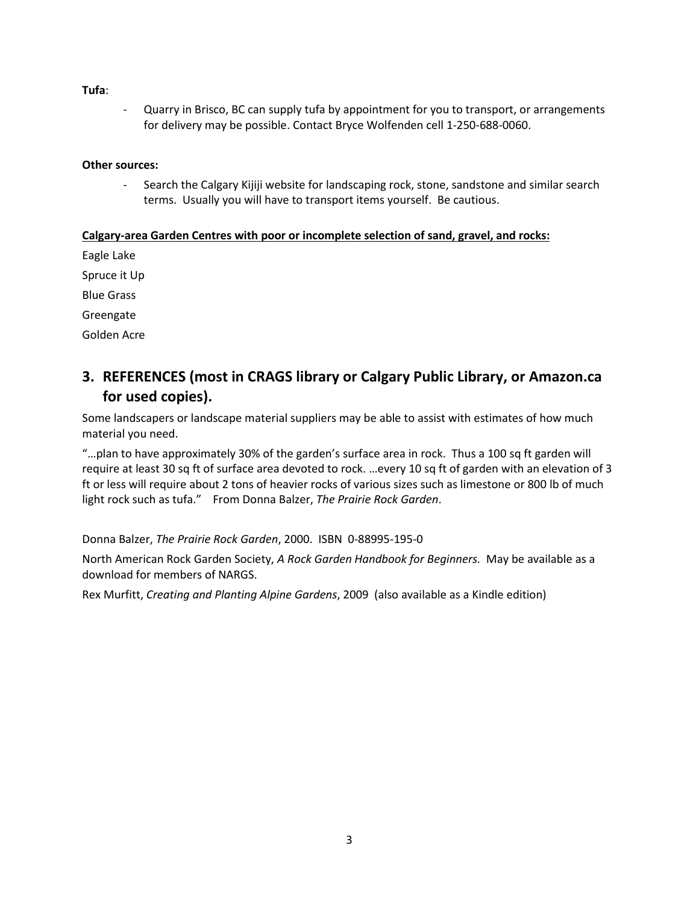**Tufa**:

- Quarry in Brisco, BC can supply tufa by appointment for you to transport, or arrangements for delivery may be possible. Contact Bryce Wolfenden cell 1-250-688-0060.

**Other sources:**

- Search the Calgary Kijiji website for landscaping rock, stone, sandstone and similar search terms. Usually you will have to transport items yourself. Be cautious.

**Calgary-area Garden Centres with poor or incomplete selection of sand, gravel, and rocks:**

Eagle Lake

Spruce it Up

Blue Grass

Greengate

Golden Acre

## 3. REFERENCES (most in CRAGS library or Calgary Public Library, or Amazon.ca for used copies).

Some landscapers or landscape material suppliers may be able to assist with estimates of how much material you need.

"…plan to have approximately 30% of the garden's surface area in rock. Thus a 100 sq ft garden will require at least 30 sq ft of surface area devoted to rock. …every 10 sq ft of garden with an elevation of 3 ft or less will require about 2 tons of heavier rocks of various sizes such as limestone or 800 lb of much light rock such as tufa." From Donna Balzer, *The Prairie Rock Garden*.

Donna Balzer, *The Prairie Rock Garden*, 2000. ISBN 0-88995-195-0

North American Rock Garden Society, *A Rock Garden Handbook for Beginners.* May be available as a download for members of NARGS.

Rex Murfitt, *Creating and Planting Alpine Gardens*, 2009 (also available as a Kindle edition)